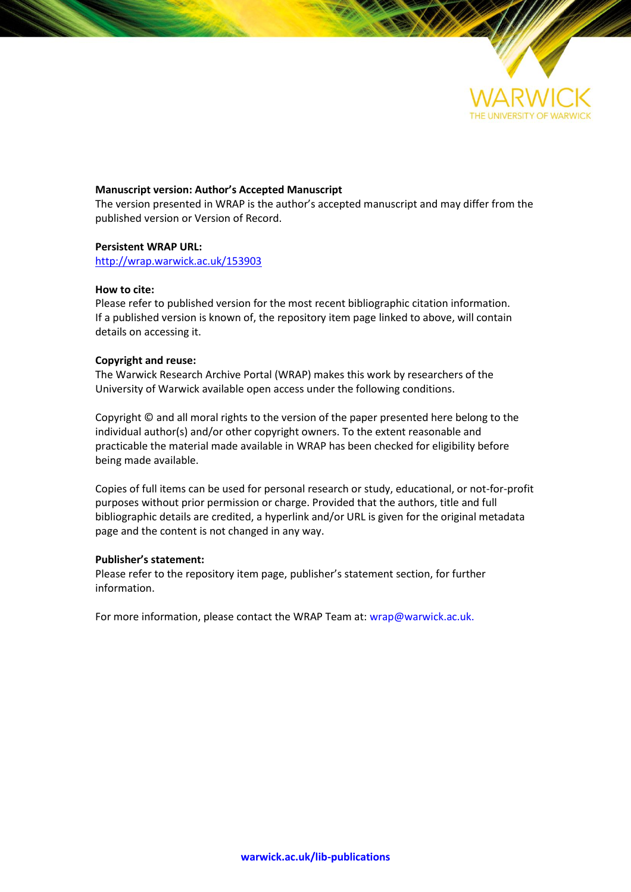**Manuscript version: Author's Accepted Manuscript**
The version presented in WRAP is the author's accepted manuscript and may differ from the published version or Version of Record.

**Persistent WRAP URL:**
http://wrap.warwick.ac.uk/153903

**How to cite:**
Please refer to published version for the most recent bibliographic citation information. If a published version is known of, the repository item page linked to above, will contain details on accessing it.

**Copyright and reuse:**
The Warwick Research Archive Portal (WRAP) makes this work by researchers of the University of Warwick available open access under the following conditions.

Copyright © and all moral rights to the version of the paper presented here belong to the individual author(s) and/or other copyright owners. To the extent reasonable and practicable the material made available in WRAP has been checked for eligibility before being made available.

Copies of full items can be used for personal research or study, educational, or not-for-profit purposes without prior permission or charge. Provided that the authors, title and full bibliographic details are credited, a hyperlink and/or URL is given for the original metadata page and the content is not changed in any way.

**Publisher's statement:**
Please refer to the repository item page, publisher's statement section, for further information.

For more information, please contact the WRAP Team at: wrap@warwick.ac.uk.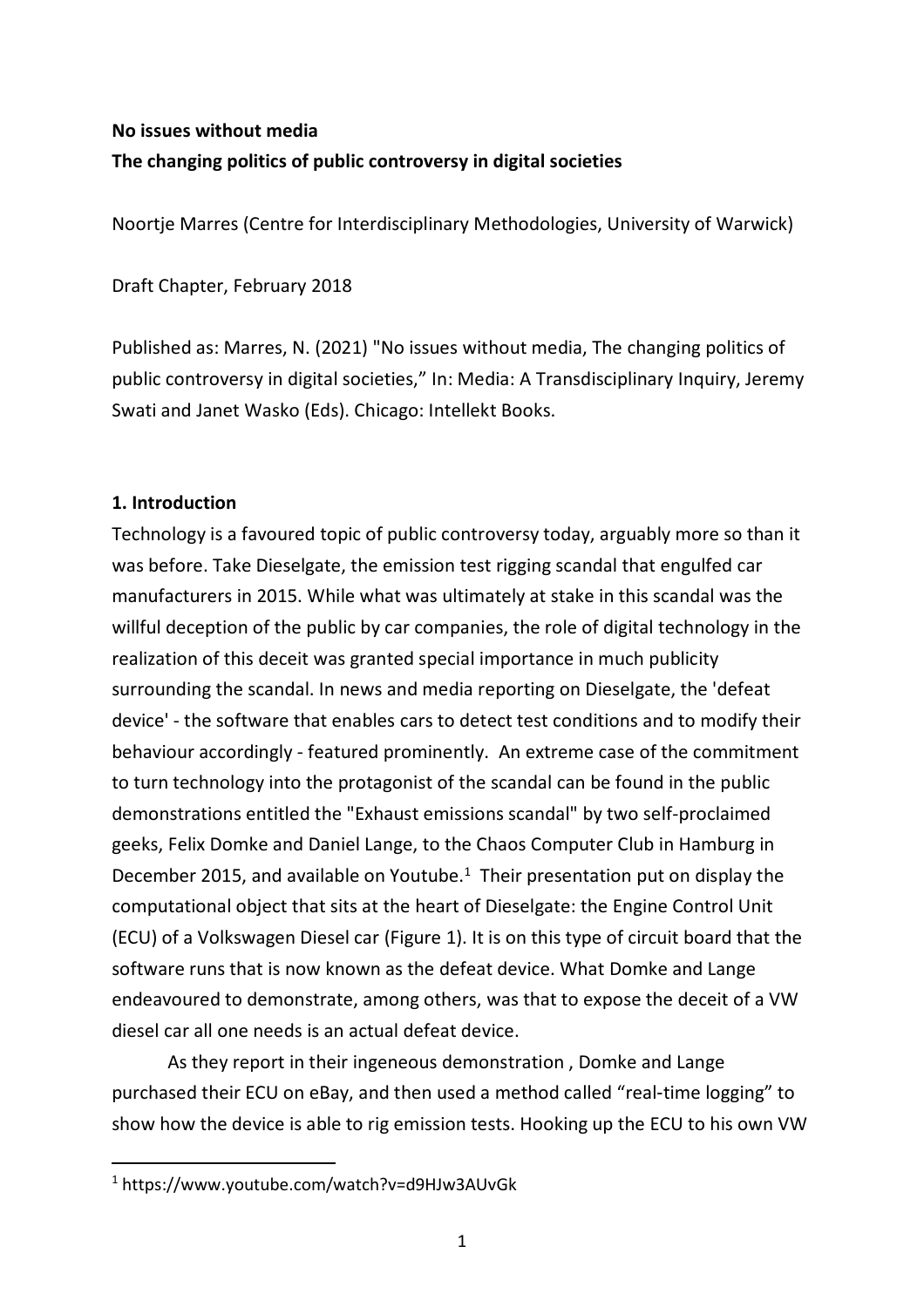**No issues without media**

**The changing politics of public controversy in digital societies**

Noortje Marres (Centre for Interdisciplinary Methodologies, University of Warwick)

Draft Chapter, February 2018

Published as: Marres, N. (2021) "No issues without media, The changing politics of public controversy in digital societies," In: Media: A Transdisciplinary Inquiry, Jeremy Swati and Janet Wasko (Eds). Chicago: Intellekt Books.

## 1. Introduction

Technology is a favoured topic of public controversy today, arguably more so than it was before. Take Dieselgate, the emission test rigging scandal that engulfed car manufacturers in 2015. While what was ultimately at stake in this scandal was the willful deception of the public by car companies, the role of digital technology in the realization of this deceit was granted special importance in much publicity surrounding the scandal. In news and media reporting on Dieselgate, the 'defeat device' - the software that enables cars to detect test conditions and to modify their behaviour accordingly - featured prominently. An extreme case of the commitment to turn technology into the protagonist of the scandal can be found in the public demonstrations entitled the "Exhaust emissions scandal" by two self-proclaimed geeks, Felix Domke and Daniel Lange, to the Chaos Computer Club in Hamburg in December 2015, and available on Youtube.[1] Their presentation put on display the computational object that sits at the heart of Dieselgate: the Engine Control Unit (ECU) of a Volkswagen Diesel car (Figure 1). It is on this type of circuit board that the software runs that is now known as the defeat device. What Domke and Lange endeavoured to demonstrate, among others, was that to expose the deceit of a VW diesel car all one needs is an actual defeat device.

As they report in their ingenious demonstration , Domke and Lange purchased their ECU on eBay, and then used a method called "real-time logging" to show how the device is able to rig emission tests. Hooking up the ECU to his own VW

[1] https://www.youtube.com/watch?v=d9HJw3AUvGk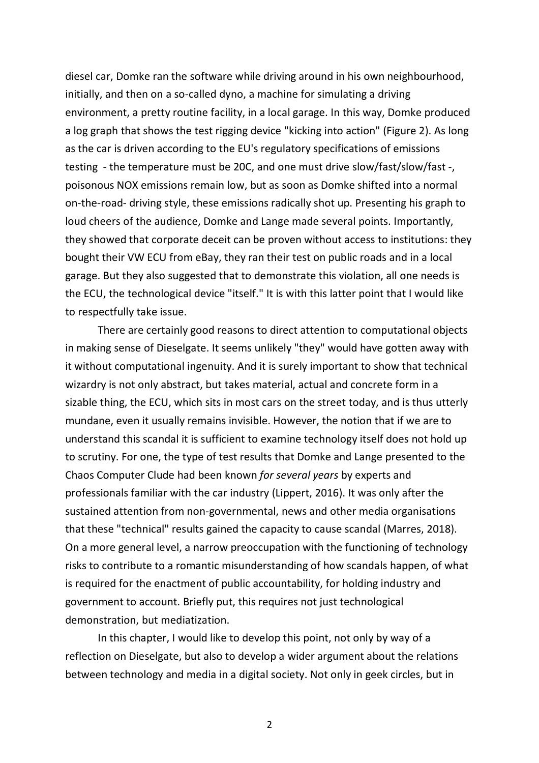diesel car, Domke ran the software while driving around in his own neighbourhood, initially, and then on a so-called dyno, a machine for simulating a driving environment, a pretty routine facility, in a local garage. In this way, Domke produced a log graph that shows the test rigging device "kicking into action" (Figure 2). As long as the car is driven according to the EU's regulatory specifications of emissions testing - the temperature must be 20C, and one must drive slow/fast/slow/fast -, poisonous NOX emissions remain low, but as soon as Domke shifted into a normal on-the-road- driving style, these emissions radically shot up. Presenting his graph to loud cheers of the audience, Domke and Lange made several points. Importantly, they showed that corporate deceit can be proven without access to institutions: they bought their VW ECU from eBay, they ran their test on public roads and in a local garage. But they also suggested that to demonstrate this violation, all one needs is the ECU, the technological device "itself." It is with this latter point that I would like to respectfully take issue.

There are certainly good reasons to direct attention to computational objects in making sense of Dieselgate. It seems unlikely "they" would have gotten away with it without computational ingenuity. And it is surely important to show that technical wizardry is not only abstract, but takes material, actual and concrete form in a sizable thing, the ECU, which sits in most cars on the street today, and is thus utterly mundane, even it usually remains invisible. However, the notion that if we are to understand this scandal it is sufficient to examine technology itself does not hold up to scrutiny. For one, the type of test results that Domke and Lange presented to the Chaos Computer Clude had been known *for several years* by experts and professionals familiar with the car industry (Lippert, 2016). It was only after the sustained attention from non-governmental, news and other media organisations that these "technical" results gained the capacity to cause scandal (Marres, 2018). On a more general level, a narrow preoccupation with the functioning of technology risks to contribute to a romantic misunderstanding of how scandals happen, of what is required for the enactment of public accountability, for holding industry and government to account. Briefly put, this requires not just technological demonstration, but mediatization.

In this chapter, I would like to develop this point, not only by way of a reflection on Dieselgate, but also to develop a wider argument about the relations between technology and media in a digital society. Not only in geek circles, but in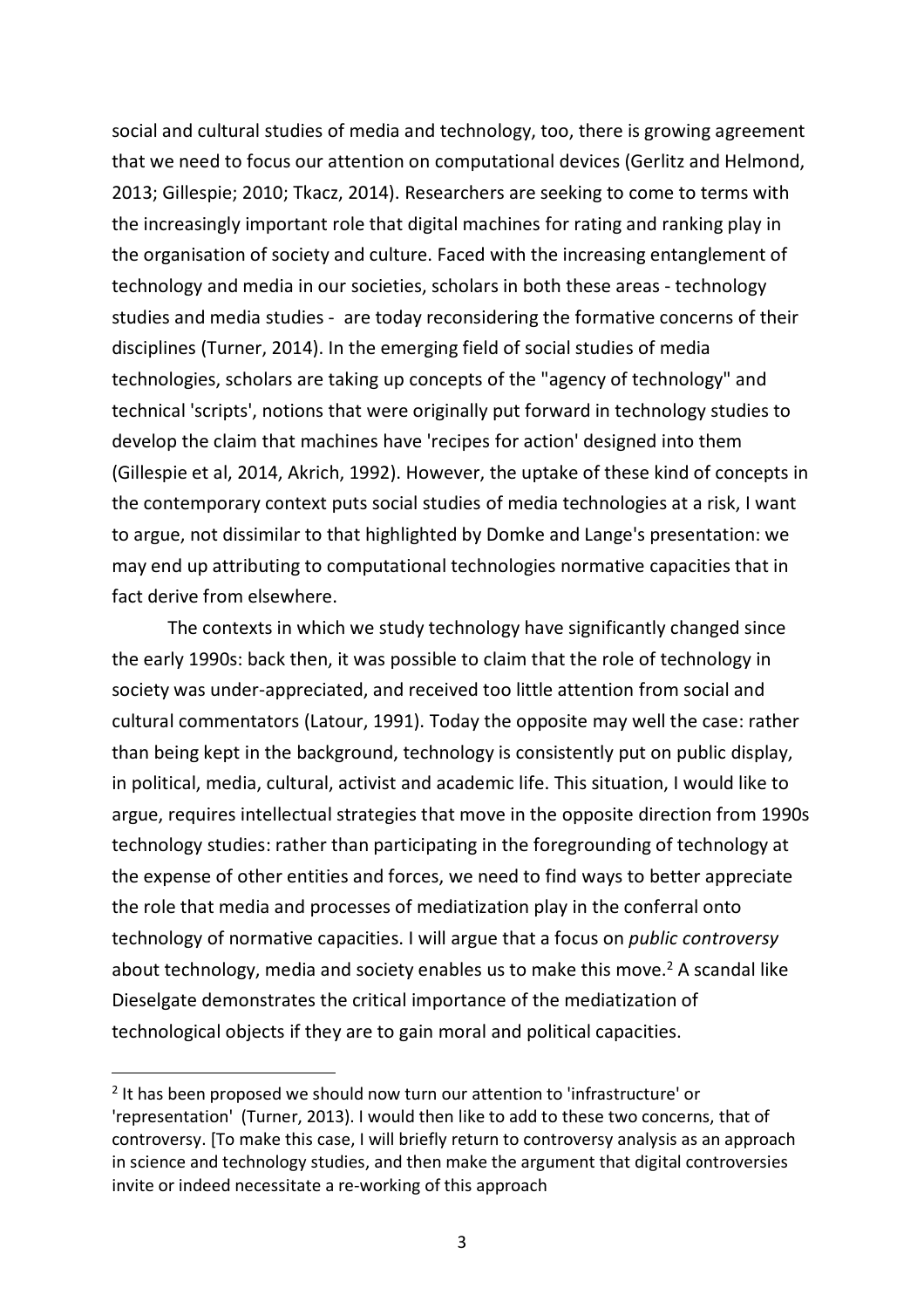social and cultural studies of media and technology, too, there is growing agreement that we need to focus our attention on computational devices (Gerlitz and Helmond, 2013; Gillespie; 2010; Tkacz, 2014). Researchers are seeking to come to terms with the increasingly important role that digital machines for rating and ranking play in the organisation of society and culture. Faced with the increasing entanglement of technology and media in our societies, scholars in both these areas - technology studies and media studies - are today reconsidering the formative concerns of their disciplines (Turner, 2014). In the emerging field of social studies of media technologies, scholars are taking up concepts of the "agency of technology" and technical 'scripts', notions that were originally put forward in technology studies to develop the claim that machines have 'recipes for action' designed into them (Gillespie et al, 2014, Akrich, 1992). However, the uptake of these kind of concepts in the contemporary context puts social studies of media technologies at a risk, I want to argue, not dissimilar to that highlighted by Domke and Lange's presentation: we may end up attributing to computational technologies normative capacities that in fact derive from elsewhere.

The contexts in which we study technology have significantly changed since the early 1990s: back then, it was possible to claim that the role of technology in society was under-appreciated, and received too little attention from social and cultural commentators (Latour, 1991). Today the opposite may well the case: rather than being kept in the background, technology is consistently put on public display, in political, media, cultural, activist and academic life. This situation, I would like to argue, requires intellectual strategies that move in the opposite direction from 1990s technology studies: rather than participating in the foregrounding of technology at the expense of other entities and forces, we need to find ways to better appreciate the role that media and processes of mediatization play in the conferral onto technology of normative capacities. I will argue that a focus on *public controversy* about technology, media and society enables us to make this move.[2] A scandal like Dieselgate demonstrates the critical importance of the mediatization of technological objects if they are to gain moral and political capacities.

---

[2] It has been proposed we should now turn our attention to 'infrastructure' or 'representation' (Turner, 2013). I would then like to add to these two concerns, that of controversy. [To make this case, I will briefly return to controversy analysis as an approach in science and technology studies, and then make the argument that digital controversies invite or indeed necessitate a re-working of this approach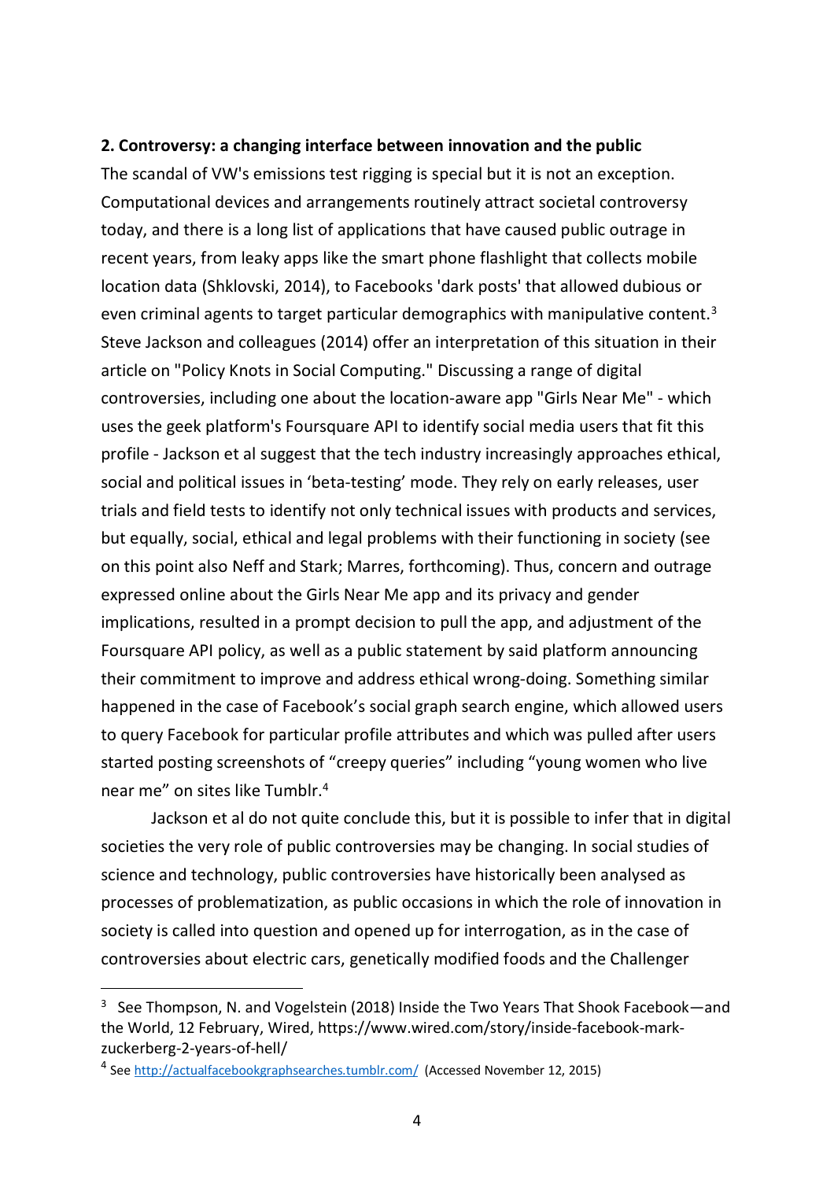**2. Controversy: a changing interface between innovation and the public**

The scandal of VW's emissions test rigging is special but it is not an exception. Computational devices and arrangements routinely attract societal controversy today, and there is a long list of applications that have caused public outrage in recent years, from leaky apps like the smart phone flashlight that collects mobile location data (Shklovski, 2014), to Facebooks 'dark posts' that allowed dubious or even criminal agents to target particular demographics with manipulative content.[3] Steve Jackson and colleagues (2014) offer an interpretation of this situation in their article on "Policy Knots in Social Computing." Discussing a range of digital controversies, including one about the location-aware app "Girls Near Me" - which uses the geek platform's Foursquare API to identify social media users that fit this profile - Jackson et al suggest that the tech industry increasingly approaches ethical, social and political issues in 'beta-testing' mode. They rely on early releases, user trials and field tests to identify not only technical issues with products and services, but equally, social, ethical and legal problems with their functioning in society (see on this point also Neff and Stark; Marres, forthcoming). Thus, concern and outrage expressed online about the Girls Near Me app and its privacy and gender implications, resulted in a prompt decision to pull the app, and adjustment of the Foursquare API policy, as well as a public statement by said platform announcing their commitment to improve and address ethical wrong-doing. Something similar happened in the case of Facebook's social graph search engine, which allowed users to query Facebook for particular profile attributes and which was pulled after users started posting screenshots of "creepy queries" including "young women who live near me" on sites like Tumblr.[4]

Jackson et al do not quite conclude this, but it is possible to infer that in digital societies the very role of public controversies may be changing. In social studies of science and technology, public controversies have historically been analysed as processes of problematization, as public occasions in which the role of innovation in society is called into question and opened up for interrogation, as in the case of controversies about electric cars, genetically modified foods and the Challenger

---

[3] See Thompson, N. and Vogelstein (2018) Inside the Two Years That Shook Facebook—and the World, 12 February, Wired, https://www.wired.com/story/inside-facebook-mark-zuckerberg-2-years-of-hell/

[4] See http://actualfacebookgraphsearches.tumblr.com/ (Accessed November 12, 2015)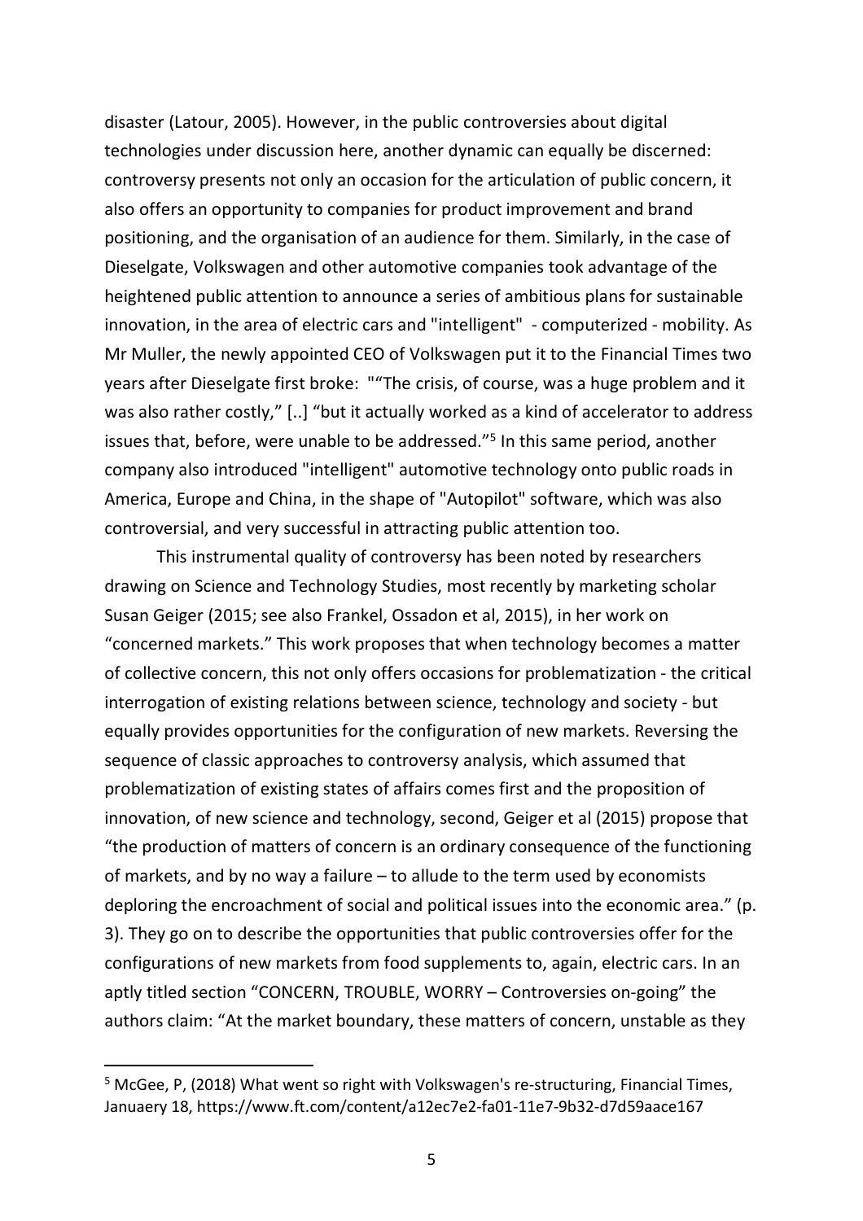disaster (Latour, 2005). However, in the public controversies about digital technologies under discussion here, another dynamic can equally be discerned: controversy presents not only an occasion for the articulation of public concern, it also offers an opportunity to companies for product improvement and brand positioning, and the organisation of an audience for them. Similarly, in the case of Dieselgate, Volkswagen and other automotive companies took advantage of the heightened public attention to announce a series of ambitious plans for sustainable innovation, in the area of electric cars and "intelligent" - computerized - mobility. As Mr Muller, the newly appointed CEO of Volkswagen put it to the Financial Times two years after Dieselgate first broke: "“The crisis, of course, was a huge problem and it was also rather costly,” [..] “but it actually worked as a kind of accelerator to address issues that, before, were unable to be addressed.”[5] In this same period, another company also introduced "intelligent" automotive technology onto public roads in America, Europe and China, in the shape of "Autopilot" software, which was also controversial, and very successful in attracting public attention too.

This instrumental quality of controversy has been noted by researchers drawing on Science and Technology Studies, most recently by marketing scholar Susan Geiger (2015; see also Frankel, Ossadon et al, 2015), in her work on “concerned markets.” This work proposes that when technology becomes a matter of collective concern, this not only offers occasions for problematization - the critical interrogation of existing relations between science, technology and society - but equally provides opportunities for the configuration of new markets. Reversing the sequence of classic approaches to controversy analysis, which assumed that problematization of existing states of affairs comes first and the proposition of innovation, of new science and technology, second, Geiger et al (2015) propose that “the production of matters of concern is an ordinary consequence of the functioning of markets, and by no way a failure – to allude to the term used by economists deploring the encroachment of social and political issues into the economic area.” (p. 3). They go on to describe the opportunities that public controversies offer for the configurations of new markets from food supplements to, again, electric cars. In an aptly titled section “CONCERN, TROUBLE, WORRY – Controversies on-going” the authors claim: “At the market boundary, these matters of concern, unstable as they

[5] McGee, P, (2018) What went so right with Volkswagen's re-structuring, Financial Times, Januaery 18, https://www.ft.com/content/a12ec7e2-fa01-11e7-9b32-d7d59aace167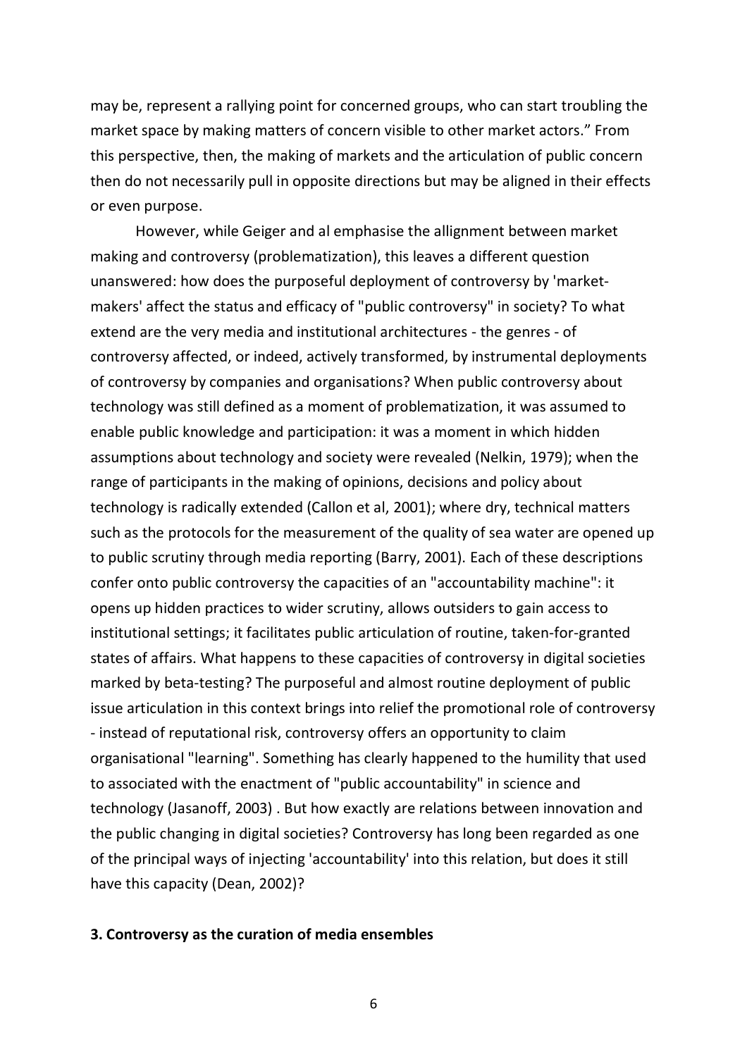may be, represent a rallying point for concerned groups, who can start troubling the market space by making matters of concern visible to other market actors." From this perspective, then, the making of markets and the articulation of public concern then do not necessarily pull in opposite directions but may be aligned in their effects or even purpose.

However, while Geiger and al emphasise the allignment between market making and controversy (problematization), this leaves a different question unanswered: how does the purposeful deployment of controversy by 'market-makers' affect the status and efficacy of "public controversy" in society? To what extend are the very media and institutional architectures - the genres - of controversy affected, or indeed, actively transformed, by instrumental deployments of controversy by companies and organisations? When public controversy about technology was still defined as a moment of problematization, it was assumed to enable public knowledge and participation: it was a moment in which hidden assumptions about technology and society were revealed (Nelkin, 1979); when the range of participants in the making of opinions, decisions and policy about technology is radically extended (Callon et al, 2001); where dry, technical matters such as the protocols for the measurement of the quality of sea water are opened up to public scrutiny through media reporting (Barry, 2001). Each of these descriptions confer onto public controversy the capacities of an "accountability machine": it opens up hidden practices to wider scrutiny, allows outsiders to gain access to institutional settings; it facilitates public articulation of routine, taken-for-granted states of affairs. What happens to these capacities of controversy in digital societies marked by beta-testing? The purposeful and almost routine deployment of public issue articulation in this context brings into relief the promotional role of controversy - instead of reputational risk, controversy offers an opportunity to claim organisational "learning". Something has clearly happened to the humility that used to associated with the enactment of "public accountability" in science and technology (Jasanoff, 2003) . But how exactly are relations between innovation and the public changing in digital societies? Controversy has long been regarded as one of the principal ways of injecting 'accountability' into this relation, but does it still have this capacity (Dean, 2002)?

## 3. Controversy as the curation of media ensembles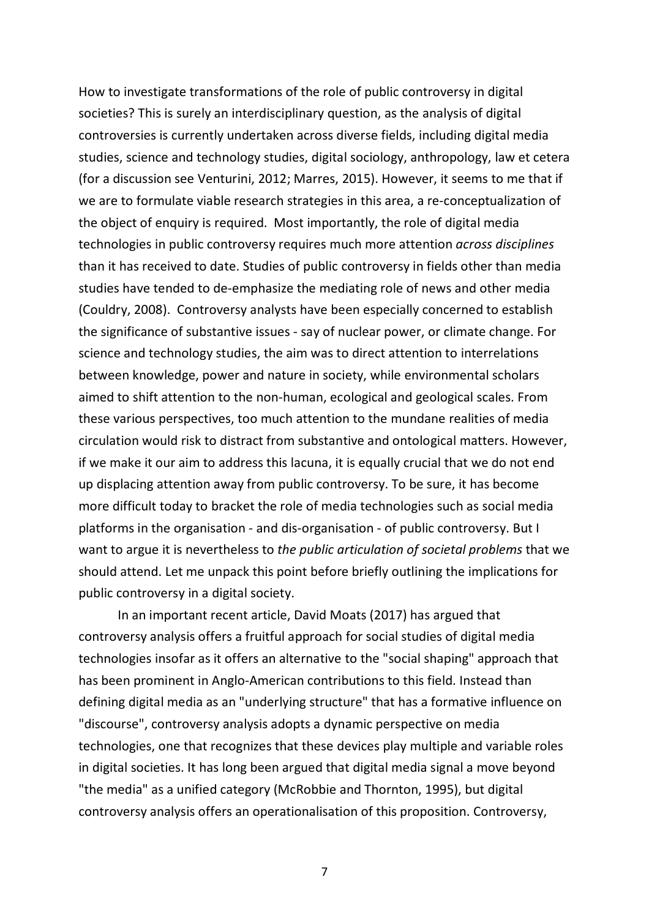How to investigate transformations of the role of public controversy in digital societies? This is surely an interdisciplinary question, as the analysis of digital controversies is currently undertaken across diverse fields, including digital media studies, science and technology studies, digital sociology, anthropology, law et cetera (for a discussion see Venturini, 2012; Marres, 2015). However, it seems to me that if we are to formulate viable research strategies in this area, a re-conceptualization of the object of enquiry is required. Most importantly, the role of digital media technologies in public controversy requires much more attention *across disciplines* than it has received to date. Studies of public controversy in fields other than media studies have tended to de-emphasize the mediating role of news and other media (Couldry, 2008). Controversy analysts have been especially concerned to establish the significance of substantive issues - say of nuclear power, or climate change. For science and technology studies, the aim was to direct attention to interrelations between knowledge, power and nature in society, while environmental scholars aimed to shift attention to the non-human, ecological and geological scales. From these various perspectives, too much attention to the mundane realities of media circulation would risk to distract from substantive and ontological matters. However, if we make it our aim to address this lacuna, it is equally crucial that we do not end up displacing attention away from public controversy. To be sure, it has become more difficult today to bracket the role of media technologies such as social media platforms in the organisation - and dis-organisation - of public controversy. But I want to argue it is nevertheless to *the public articulation of societal problems* that we should attend. Let me unpack this point before briefly outlining the implications for public controversy in a digital society.

In an important recent article, David Moats (2017) has argued that controversy analysis offers a fruitful approach for social studies of digital media technologies insofar as it offers an alternative to the "social shaping" approach that has been prominent in Anglo-American contributions to this field. Instead than defining digital media as an "underlying structure" that has a formative influence on "discourse", controversy analysis adopts a dynamic perspective on media technologies, one that recognizes that these devices play multiple and variable roles in digital societies. It has long been argued that digital media signal a move beyond "the media" as a unified category (McRobbie and Thornton, 1995), but digital controversy analysis offers an operationalisation of this proposition. Controversy,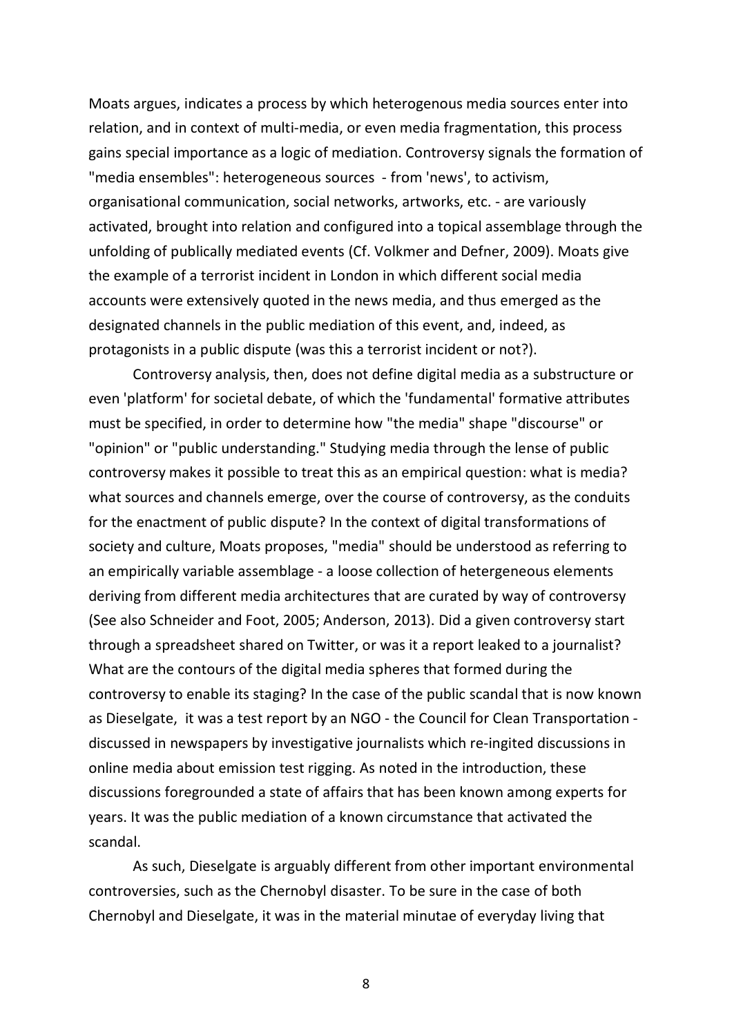Moats argues, indicates a process by which heterogenous media sources enter into relation, and in context of multi-media, or even media fragmentation, this process gains special importance as a logic of mediation. Controversy signals the formation of "media ensembles": heterogeneous sources - from 'news', to activism, organisational communication, social networks, artworks, etc. - are variously activated, brought into relation and configured into a topical assemblage through the unfolding of publically mediated events (Cf. Volkmer and Defner, 2009). Moats give the example of a terrorist incident in London in which different social media accounts were extensively quoted in the news media, and thus emerged as the designated channels in the public mediation of this event, and, indeed, as protagonists in a public dispute (was this a terrorist incident or not?).

Controversy analysis, then, does not define digital media as a substructure or even 'platform' for societal debate, of which the 'fundamental' formative attributes must be specified, in order to determine how "the media" shape "discourse" or "opinion" or "public understanding." Studying media through the lense of public controversy makes it possible to treat this as an empirical question: what is media? what sources and channels emerge, over the course of controversy, as the conduits for the enactment of public dispute? In the context of digital transformations of society and culture, Moats proposes, "media" should be understood as referring to an empirically variable assemblage - a loose collection of hetergeneous elements deriving from different media architectures that are curated by way of controversy (See also Schneider and Foot, 2005; Anderson, 2013). Did a given controversy start through a spreadsheet shared on Twitter, or was it a report leaked to a journalist? What are the contours of the digital media spheres that formed during the controversy to enable its staging? In the case of the public scandal that is now known as Dieselgate, it was a test report by an NGO - the Council for Clean Transportation - discussed in newspapers by investigative journalists which re-ingited discussions in online media about emission test rigging. As noted in the introduction, these discussions foregrounded a state of affairs that has been known among experts for years. It was the public mediation of a known circumstance that activated the scandal.

As such, Dieselgate is arguably different from other important environmental controversies, such as the Chernobyl disaster. To be sure in the case of both Chernobyl and Dieselgate, it was in the material minutae of everyday living that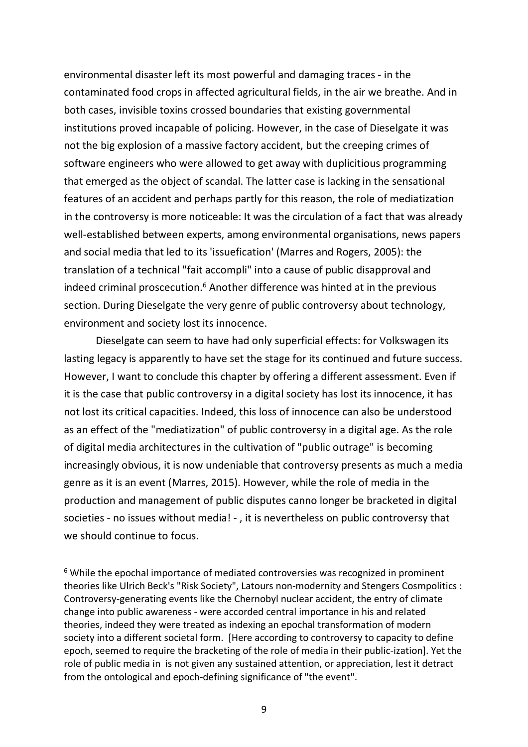environmental disaster left its most powerful and damaging traces - in the contaminated food crops in affected agricultural fields, in the air we breathe. And in both cases, invisible toxins crossed boundaries that existing governmental institutions proved incapable of policing. However, in the case of Dieselgate it was not the big explosion of a massive factory accident, but the creeping crimes of software engineers who were allowed to get away with duplicitious programming that emerged as the object of scandal. The latter case is lacking in the sensational features of an accident and perhaps partly for this reason, the role of mediatization in the controversy is more noticeable: It was the circulation of a fact that was already well-established between experts, among environmental organisations, news papers and social media that led to its 'issuefication' (Marres and Rogers, 2005): the translation of a technical "fait accompli" into a cause of public disapproval and indeed criminal proscecution.[6] Another difference was hinted at in the previous section. During Dieselgate the very genre of public controversy about technology, environment and society lost its innocence.

Dieselgate can seem to have had only superficial effects: for Volkswagen its lasting legacy is apparently to have set the stage for its continued and future success. However, I want to conclude this chapter by offering a different assessment. Even if it is the case that public controversy in a digital society has lost its innocence, it has not lost its critical capacities. Indeed, this loss of innocence can also be understood as an effect of the "mediatization" of public controversy in a digital age. As the role of digital media architectures in the cultivation of "public outrage" is becoming increasingly obvious, it is now undeniable that controversy presents as much a media genre as it is an event (Marres, 2015). However, while the role of media in the production and management of public disputes canno longer be bracketed in digital societies - no issues without media! - , it is nevertheless on public controversy that we should continue to focus.

[6] While the epochal importance of mediated controversies was recognized in prominent theories like Ulrich Beck's "Risk Society", Latours non-modernity and Stengers Cosmpolitics : Controversy-generating events like the Chernobyl nuclear accident, the entry of climate change into public awareness - were accorded central importance in his and related theories, indeed they were treated as indexing an epochal transformation of modern society into a different societal form. [Here according to controversy to capacity to define epoch, seemed to require the bracketing of the role of media in their public-ization]. Yet the role of public media in is not given any sustained attention, or appreciation, lest it detract from the ontological and epoch-defining significance of "the event".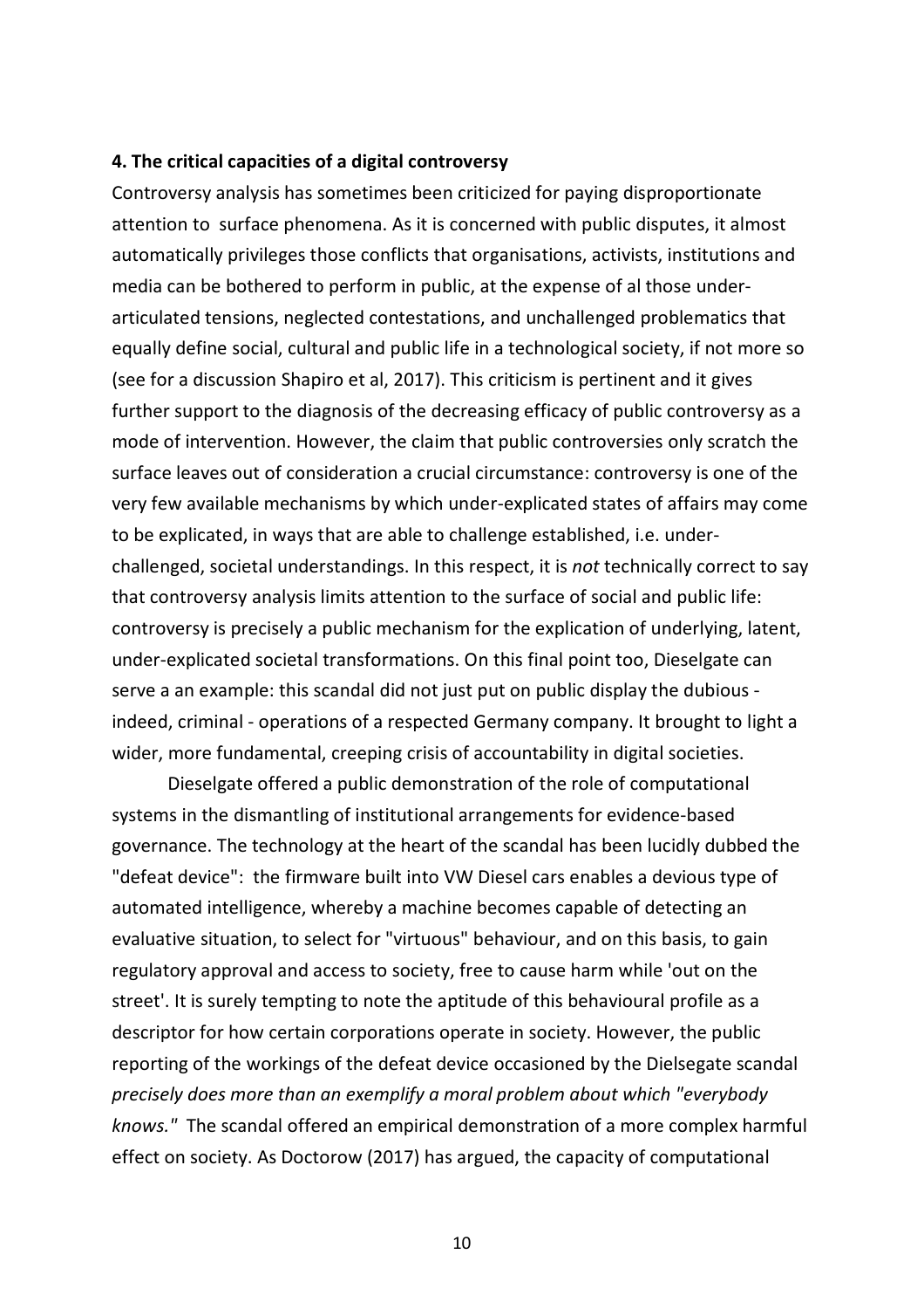**4. The critical capacities of a digital controversy**

Controversy analysis has sometimes been criticized for paying disproportionate attention to surface phenomena. As it is concerned with public disputes, it almost automatically privileges those conflicts that organisations, activists, institutions and media can be bothered to perform in public, at the expense of al those under-articulated tensions, neglected contestations, and unchallenged problematics that equally define social, cultural and public life in a technological society, if not more so (see for a discussion Shapiro et al, 2017). This criticism is pertinent and it gives further support to the diagnosis of the decreasing efficacy of public controversy as a mode of intervention. However, the claim that public controversies only scratch the surface leaves out of consideration a crucial circumstance: controversy is one of the very few available mechanisms by which under-explicated states of affairs may come to be explicated, in ways that are able to challenge established, i.e. under-challenged, societal understandings. In this respect, it is *not* technically correct to say that controversy analysis limits attention to the surface of social and public life: controversy is precisely a public mechanism for the explication of underlying, latent, under-explicated societal transformations. On this final point too, Dieselgate can serve a an example: this scandal did not just put on public display the dubious - indeed, criminal - operations of a respected Germany company. It brought to light a wider, more fundamental, creeping crisis of accountability in digital societies.

Dieselgate offered a public demonstration of the role of computational systems in the dismantling of institutional arrangements for evidence-based governance. The technology at the heart of the scandal has been lucidly dubbed the "defeat device": the firmware built into VW Diesel cars enables a devious type of automated intelligence, whereby a machine becomes capable of detecting an evaluative situation, to select for "virtuous" behaviour, and on this basis, to gain regulatory approval and access to society, free to cause harm while 'out on the street'. It is surely tempting to note the aptitude of this behavioural profile as a descriptor for how certain corporations operate in society. However, the public reporting of the workings of the defeat device occasioned by the Dielsegate scandal *precisely does more than an exemplify a moral problem about which "everybody knows."* The scandal offered an empirical demonstration of a more complex harmful effect on society. As Doctorow (2017) has argued, the capacity of computational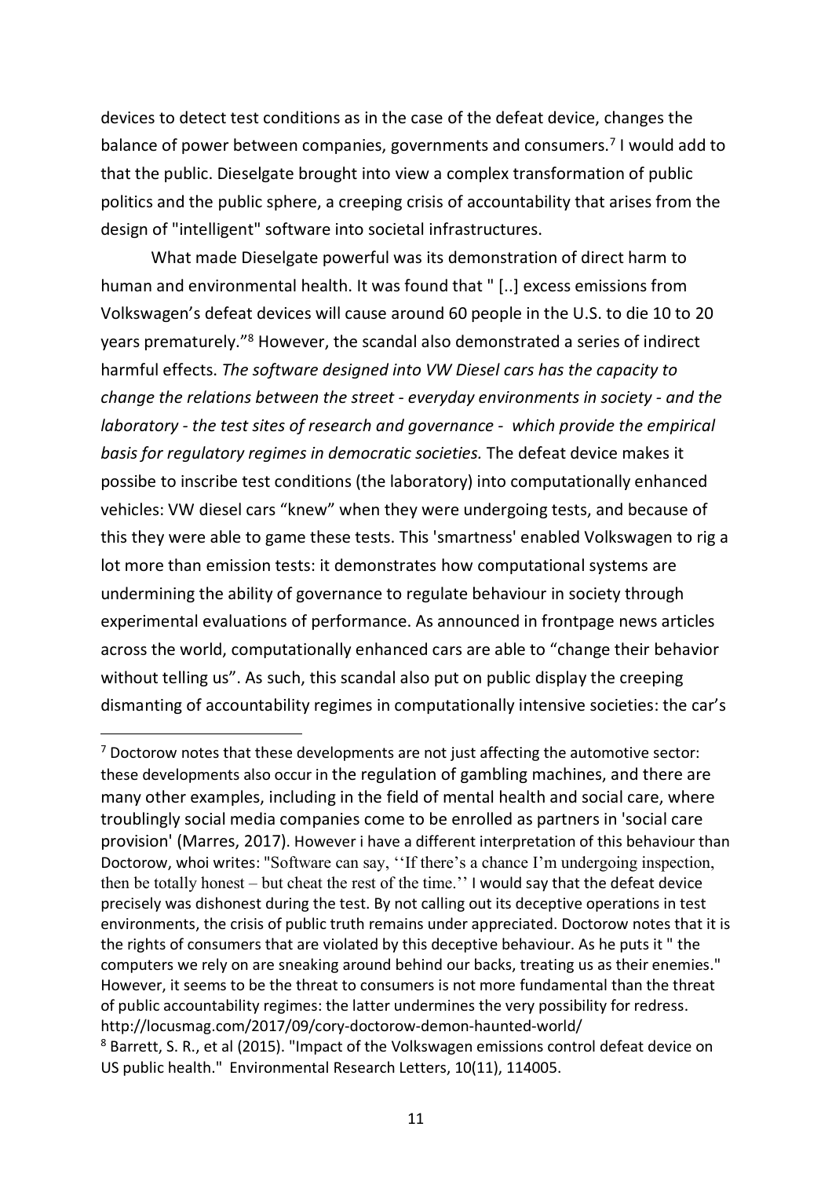devices to detect test conditions as in the case of the defeat device, changes the balance of power between companies, governments and consumers.[7] I would add to that the public. Dieselgate brought into view a complex transformation of public politics and the public sphere, a creeping crisis of accountability that arises from the design of "intelligent" software into societal infrastructures.

What made Dieselgate powerful was its demonstration of direct harm to human and environmental health. It was found that " [..] excess emissions from Volkswagen's defeat devices will cause around 60 people in the U.S. to die 10 to 20 years prematurely."[8] However, the scandal also demonstrated a series of indirect harmful effects. *The software designed into VW Diesel cars has the capacity to change the relations between the street - everyday environments in society - and the laboratory - the test sites of research and governance - which provide the empirical basis for regulatory regimes in democratic societies.* The defeat device makes it possibe to inscribe test conditions (the laboratory) into computationally enhanced vehicles: VW diesel cars "knew" when they were undergoing tests, and because of this they were able to game these tests. This 'smartness' enabled Volkswagen to rig a lot more than emission tests: it demonstrates how computational systems are undermining the ability of governance to regulate behaviour in society through experimental evaluations of performance. As announced in frontpage news articles across the world, computationally enhanced cars are able to "change their behavior without telling us". As such, this scandal also put on public display the creeping dismanting of accountability regimes in computationally intensive societies: the car's

---

[7] Doctorow notes that these developments are not just affecting the automotive sector: these developments also occur in the regulation of gambling machines, and there are many other examples, including in the field of mental health and social care, where troublingly social media companies come to be enrolled as partners in 'social care provision' (Marres, 2017). However i have a different interpretation of this behaviour than Doctorow, whoi writes: "Software can say, ''If there's a chance I'm undergoing inspection, then be totally honest – but cheat the rest of the time.'' I would say that the defeat device precisely was dishonest during the test. By not calling out its deceptive operations in test environments, the crisis of public truth remains under appreciated. Doctorow notes that it is the rights of consumers that are violated by this deceptive behaviour. As he puts it " the computers we rely on are sneaking around behind our backs, treating us as their enemies." However, it seems to be the threat to consumers is not more fundamental than the threat of public accountability regimes: the latter undermines the very possibility for redress. http://locusmag.com/2017/09/cory-doctorow-demon-haunted-world/

[8] Barrett, S. R., et al (2015). "Impact of the Volkswagen emissions control defeat device on US public health." Environmental Research Letters, 10(11), 114005.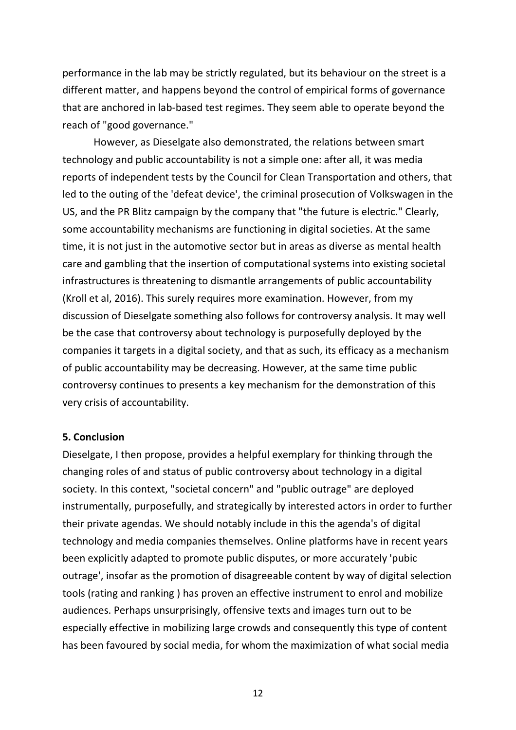performance in the lab may be strictly regulated, but its behaviour on the street is a different matter, and happens beyond the control of empirical forms of governance that are anchored in lab-based test regimes. They seem able to operate beyond the reach of "good governance."

However, as Dieselgate also demonstrated, the relations between smart technology and public accountability is not a simple one: after all, it was media reports of independent tests by the Council for Clean Transportation and others, that led to the outing of the 'defeat device', the criminal prosecution of Volkswagen in the US, and the PR Blitz campaign by the company that "the future is electric." Clearly, some accountability mechanisms are functioning in digital societies. At the same time, it is not just in the automotive sector but in areas as diverse as mental health care and gambling that the insertion of computational systems into existing societal infrastructures is threatening to dismantle arrangements of public accountability (Kroll et al, 2016). This surely requires more examination. However, from my discussion of Dieselgate something also follows for controversy analysis. It may well be the case that controversy about technology is purposefully deployed by the companies it targets in a digital society, and that as such, its efficacy as a mechanism of public accountability may be decreasing. However, at the same time public controversy continues to presents a key mechanism for the demonstration of this very crisis of accountability.

**5. Conclusion**

Dieselgate, I then propose, provides a helpful exemplary for thinking through the changing roles of and status of public controversy about technology in a digital society. In this context, "societal concern" and "public outrage" are deployed instrumentally, purposefully, and strategically by interested actors in order to further their private agendas. We should notably include in this the agenda's of digital technology and media companies themselves. Online platforms have in recent years been explicitly adapted to promote public disputes, or more accurately 'pubic outrage', insofar as the promotion of disagreeable content by way of digital selection tools (rating and ranking ) has proven an effective instrument to enrol and mobilize audiences. Perhaps unsurprisingly, offensive texts and images turn out to be especially effective in mobilizing large crowds and consequently this type of content has been favoured by social media, for whom the maximization of what social media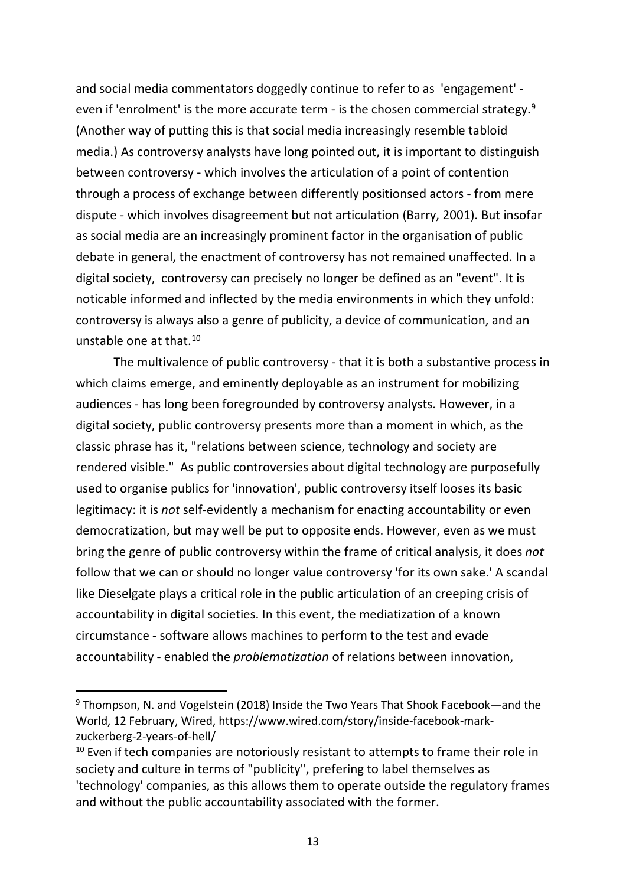and social media commentators doggedly continue to refer to as 'engagement' - even if 'enrolment' is the more accurate term - is the chosen commercial strategy.[9] (Another way of putting this is that social media increasingly resemble tabloid media.) As controversy analysts have long pointed out, it is important to distinguish between controversy - which involves the articulation of a point of contention through a process of exchange between differently positionsed actors - from mere dispute - which involves disagreement but not articulation (Barry, 2001). But insofar as social media are an increasingly prominent factor in the organisation of public debate in general, the enactment of controversy has not remained unaffected. In a digital society, controversy can precisely no longer be defined as an "event". It is noticable informed and inflected by the media environments in which they unfold: controversy is always also a genre of publicity, a device of communication, and an unstable one at that.[10]

The multivalence of public controversy - that it is both a substantive process in which claims emerge, and eminently deployable as an instrument for mobilizing audiences - has long been foregrounded by controversy analysts. However, in a digital society, public controversy presents more than a moment in which, as the classic phrase has it, "relations between science, technology and society are rendered visible." As public controversies about digital technology are purposefully used to organise publics for 'innovation', public controversy itself looses its basic legitimacy: it is *not* self-evidently a mechanism for enacting accountability or even democratization, but may well be put to opposite ends. However, even as we must bring the genre of public controversy within the frame of critical analysis, it does *not* follow that we can or should no longer value controversy 'for its own sake.' A scandal like Dieselgate plays a critical role in the public articulation of an creeping crisis of accountability in digital societies. In this event, the mediatization of a known circumstance - software allows machines to perform to the test and evade accountability - enabled the *problematization* of relations between innovation,

---

[9] Thompson, N. and Vogelstein (2018) Inside the Two Years That Shook Facebook—and the World, 12 February, Wired, https://www.wired.com/story/inside-facebook-mark-zuckerberg-2-years-of-hell/

[10] Even if tech companies are notoriously resistant to attempts to frame their role in society and culture in terms of "publicity", prefering to label themselves as 'technology' companies, as this allows them to operate outside the regulatory frames and without the public accountability associated with the former.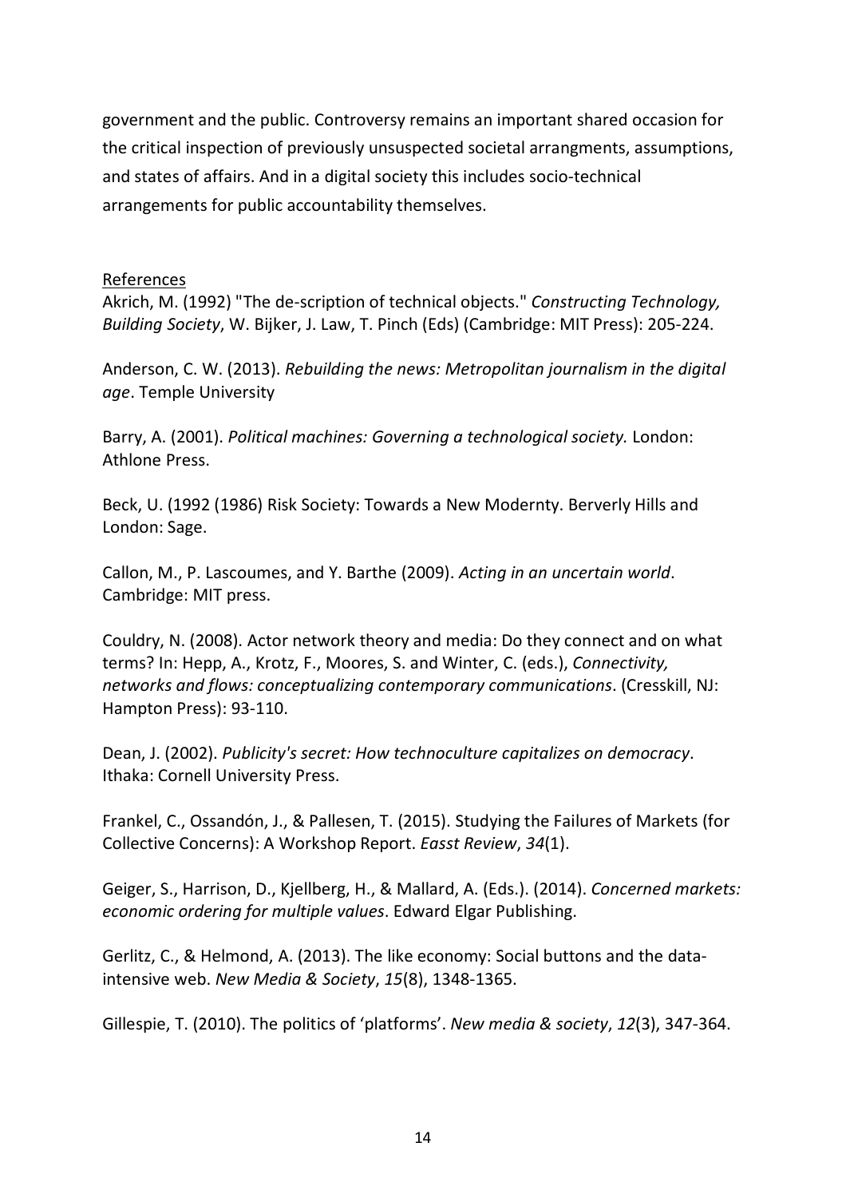government and the public. Controversy remains an important shared occasion for the critical inspection of previously unsuspected societal arrangments, assumptions, and states of affairs. And in a digital society this includes socio-technical arrangements for public accountability themselves.

References

Akrich, M. (1992) "The de-scription of technical objects." *Constructing Technology, Building Society*, W. Bijker, J. Law, T. Pinch (Eds) (Cambridge: MIT Press): 205-224.

Anderson, C. W. (2013). *Rebuilding the news: Metropolitan journalism in the digital age*. Temple University

Barry, A. (2001). *Political machines: Governing a technological society.* London: Athlone Press.

Beck, U. (1992 (1986) Risk Society: Towards a New Modernty. Berverly Hills and London: Sage.

Callon, M., P. Lascoumes, and Y. Barthe (2009). *Acting in an uncertain world*. Cambridge: MIT press.

Couldry, N. (2008). Actor network theory and media: Do they connect and on what terms? In: Hepp, A., Krotz, F., Moores, S. and Winter, C. (eds.), *Connectivity, networks and flows: conceptualizing contemporary communications*. (Cresskill, NJ: Hampton Press): 93-110.

Dean, J. (2002). *Publicity's secret: How technoculture capitalizes on democracy*. Ithaka: Cornell University Press.

Frankel, C., Ossandón, J., & Pallesen, T. (2015). Studying the Failures of Markets (for Collective Concerns): A Workshop Report. *Easst Review*, *34*(1).

Geiger, S., Harrison, D., Kjellberg, H., & Mallard, A. (Eds.). (2014). *Concerned markets: economic ordering for multiple values*. Edward Elgar Publishing.

Gerlitz, C., & Helmond, A. (2013). The like economy: Social buttons and the data-intensive web. *New Media & Society*, *15*(8), 1348-1365.

Gillespie, T. (2010). The politics of 'platforms'. *New media & society*, *12*(3), 347-364.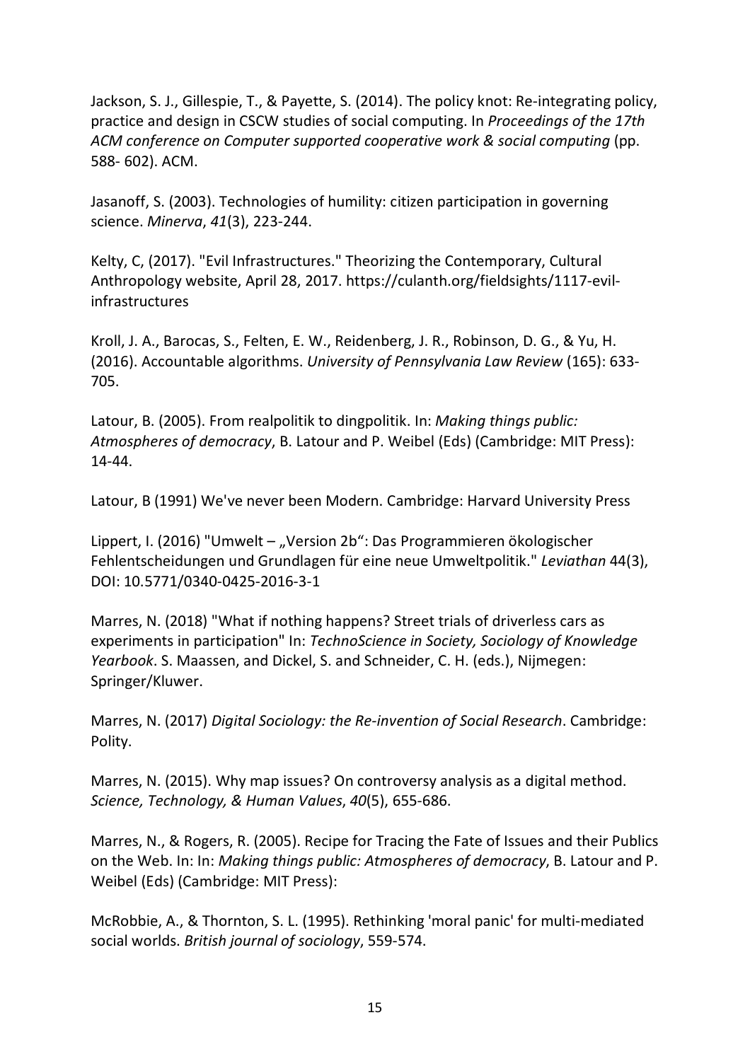Jackson, S. J., Gillespie, T., & Payette, S. (2014). The policy knot: Re-integrating policy, practice and design in CSCW studies of social computing. In *Proceedings of the 17th ACM conference on Computer supported cooperative work & social computing* (pp. 588- 602). ACM.

Jasanoff, S. (2003). Technologies of humility: citizen participation in governing science. *Minerva*, *41*(3), 223-244.

Kelty, C, (2017). "Evil Infrastructures." Theorizing the Contemporary, Cultural Anthropology website, April 28, 2017. https://culanth.org/fieldsights/1117-evil-infrastructures

Kroll, J. A., Barocas, S., Felten, E. W., Reidenberg, J. R., Robinson, D. G., & Yu, H. (2016). Accountable algorithms. *University of Pennsylvania Law Review* (165): 633-705.

Latour, B. (2005). From realpolitik to dingpolitik. In: *Making things public: Atmospheres of democracy*, B. Latour and P. Weibel (Eds) (Cambridge: MIT Press): 14-44.

Latour, B (1991) We've never been Modern. Cambridge: Harvard University Press

Lippert, I. (2016) "Umwelt – „Version 2b“: Das Programmieren ökologischer Fehlentscheidungen und Grundlagen für eine neue Umweltpolitik." *Leviathan* 44(3), DOI: 10.5771/0340-0425-2016-3-1

Marres, N. (2018) "What if nothing happens? Street trials of driverless cars as experiments in participation" In: *TechnoScience in Society, Sociology of Knowledge Yearbook*. S. Maassen, and Dickel, S. and Schneider, C. H. (eds.), Nijmegen: Springer/Kluwer.

Marres, N. (2017) *Digital Sociology: the Re-invention of Social Research*. Cambridge: Polity.

Marres, N. (2015). Why map issues? On controversy analysis as a digital method. *Science, Technology, & Human Values*, *40*(5), 655-686.

Marres, N., & Rogers, R. (2005). Recipe for Tracing the Fate of Issues and their Publics on the Web. In: In: *Making things public: Atmospheres of democracy*, B. Latour and P. Weibel (Eds) (Cambridge: MIT Press):

McRobbie, A., & Thornton, S. L. (1995). Rethinking 'moral panic' for multi-mediated social worlds. *British journal of sociology*, 559-574.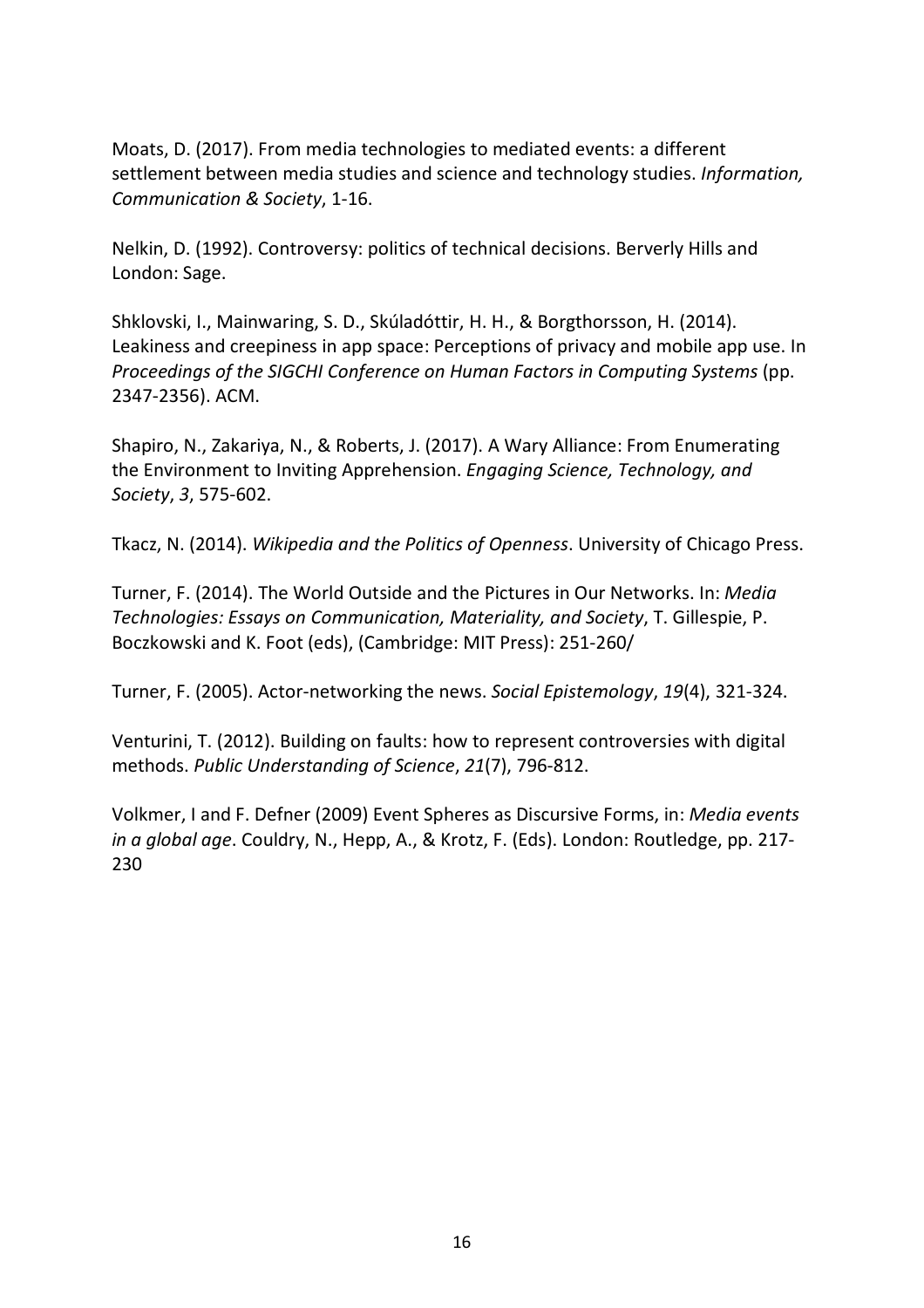Moats, D. (2017). From media technologies to mediated events: a different settlement between media studies and science and technology studies. *Information, Communication & Society*, 1-16.

Nelkin, D. (1992). Controversy: politics of technical decisions. Berverly Hills and London: Sage.

Shklovski, I., Mainwaring, S. D., Skúladóttir, H. H., & Borgthorsson, H. (2014). Leakiness and creepiness in app space: Perceptions of privacy and mobile app use. In *Proceedings of the SIGCHI Conference on Human Factors in Computing Systems* (pp. 2347-2356). ACM.

Shapiro, N., Zakariya, N., & Roberts, J. (2017). A Wary Alliance: From Enumerating the Environment to Inviting Apprehension. *Engaging Science, Technology, and Society*, *3*, 575-602.

Tkacz, N. (2014). *Wikipedia and the Politics of Openness*. University of Chicago Press.

Turner, F. (2014). The World Outside and the Pictures in Our Networks. In: *Media Technologies: Essays on Communication, Materiality, and Society*, T. Gillespie, P. Boczkowski and K. Foot (eds), (Cambridge: MIT Press): 251-260/

Turner, F. (2005). Actor-networking the news. *Social Epistemology*, *19*(4), 321-324.

Venturini, T. (2012). Building on faults: how to represent controversies with digital methods. *Public Understanding of Science*, *21*(7), 796-812.

Volkmer, I and F. Defner (2009) Event Spheres as Discursive Forms, in: *Media events in a global age*. Couldry, N., Hepp, A., & Krotz, F. (Eds). London: Routledge, pp. 217-230